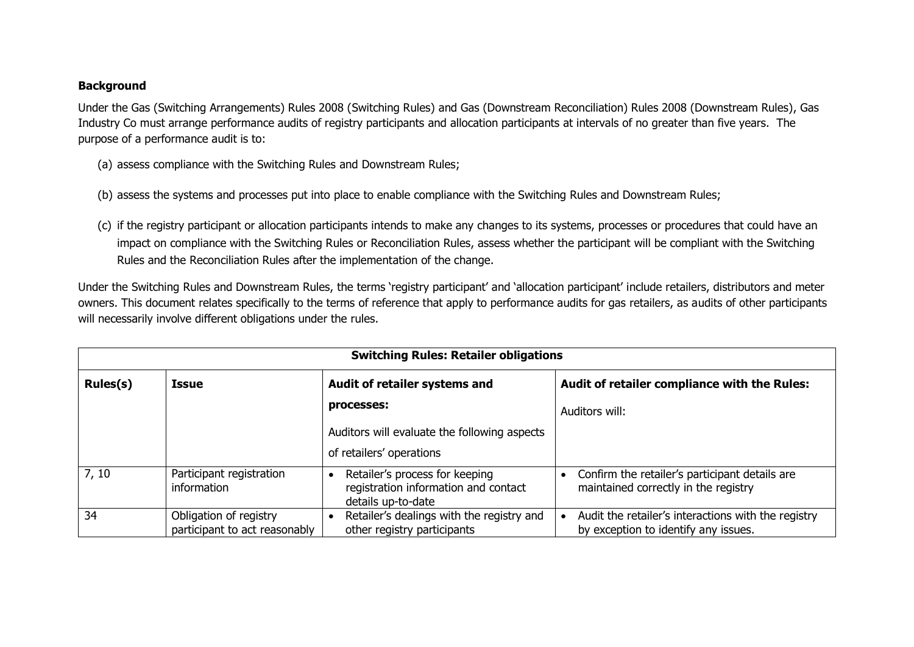**Background**

Under the Gas (Switching Arrangements) Rules 2008 (Switching Rules) and Gas (Downstream Reconciliation) Rules 2008 (Downstream Rules), Gas Industry Co must arrange performance audits of registry participants and allocation participants at intervals of no greater than five years. The purpose of a performance audit is to:

(a) assess compliance with the Switching Rules and Downstream Rules;

(b) assess the systems and processes put into place to enable compliance with the Switching Rules and Downstream Rules;

(c) if the registry participant or allocation participants intends to make any changes to its systems, processes or procedures that could have an impact on compliance with the Switching Rules or Reconciliation Rules, assess whether the participant will be compliant with the Switching Rules and the Reconciliation Rules after the implementation of the change.

Under the Switching Rules and Downstream Rules, the terms 'registry participant' and 'allocation participant' include retailers, distributors and meter owners. This document relates specifically to the terms of reference that apply to performance audits for gas retailers, as audits of other participants will necessarily involve different obligations under the rules.

| **Switching Rules: Retailer obligations** | | | |
|---|---|---|---|
| **Rules(s)** | **Issue** | **Audit of retailer systems and processes:** Auditors will evaluate the following aspects of retailers' operations | **Audit of retailer compliance with the Rules:** Auditors will: |
| 7, 10 | Participant registration information | • Retailer's process for keeping registration information and contact details up-to-date | • Confirm the retailer's participant details are maintained correctly in the registry |
| 34 | Obligation of registry participant to act reasonably | • Retailer's dealings with the registry and other registry participants | • Audit the retailer's interactions with the registry by exception to identify any issues. |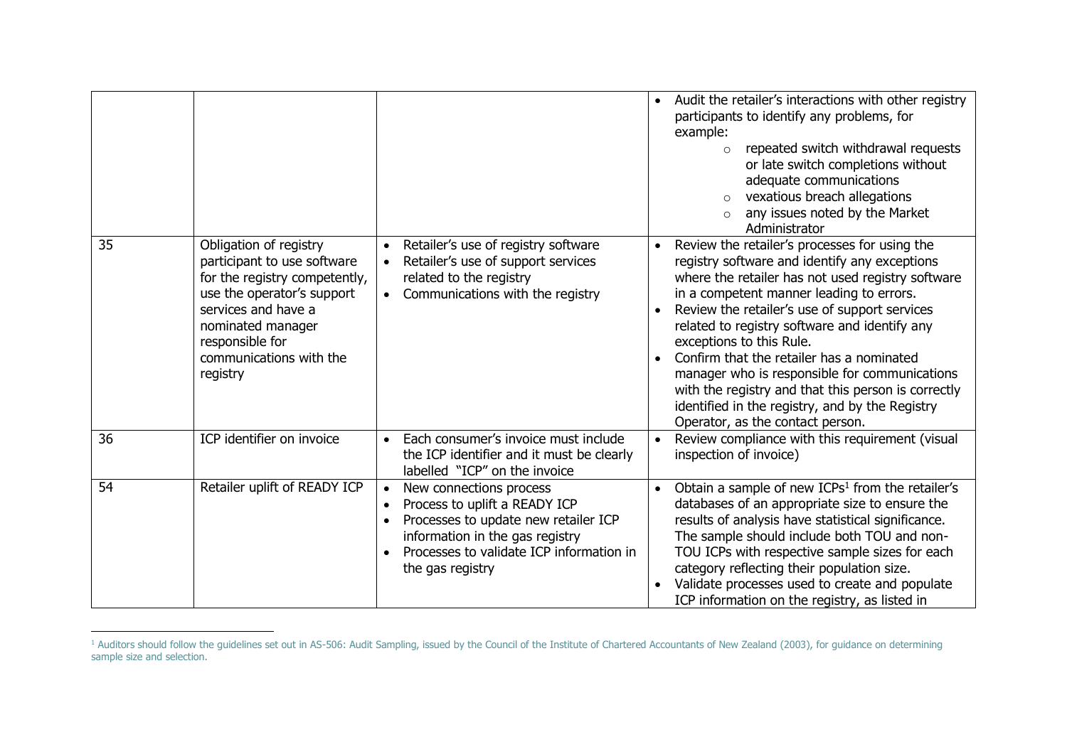| | | | |
|---|---|---|---|
| | | | • Audit the retailer's interactions with other registry participants to identify any problems, for example:<br>  ○ repeated switch withdrawal requests or late switch completions without adequate communications<br>  ○ vexatious breach allegations<br>  ○ any issues noted by the Market Administrator |
| 35 | Obligation of registry participant to use software for the registry competently, use the operator's support services and have a nominated manager responsible for communications with the registry | • Retailer's use of registry software<br>• Retailer's use of support services related to the registry<br>• Communications with the registry | • Review the retailer's processes for using the registry software and identify any exceptions where the retailer has not used registry software in a competent manner leading to errors.<br>• Review the retailer's use of support services related to registry software and identify any exceptions to this Rule.<br>• Confirm that the retailer has a nominated manager who is responsible for communications with the registry and that this person is correctly identified in the registry, and by the Registry Operator, as the contact person. |
| 36 | ICP identifier on invoice | • Each consumer's invoice must include the ICP identifier and it must be clearly labelled "ICP" on the invoice | • Review compliance with this requirement (visual inspection of invoice) |
| 54 | Retailer uplift of READY ICP | • New connections process<br>• Process to uplift a READY ICP<br>• Processes to update new retailer ICP information in the gas registry<br>• Processes to validate ICP information in the gas registry | • Obtain a sample of new ICPs[1] from the retailer's databases of an appropriate size to ensure the results of analysis have statistical significance. The sample should include both TOU and non-TOU ICPs with respective sample sizes for each category reflecting their population size.<br>• Validate processes used to create and populate ICP information on the registry, as listed in |

[1] Auditors should follow the guidelines set out in AS-506: Audit Sampling, issued by the Council of the Institute of Chartered Accountants of New Zealand (2003), for guidance on determining sample size and selection.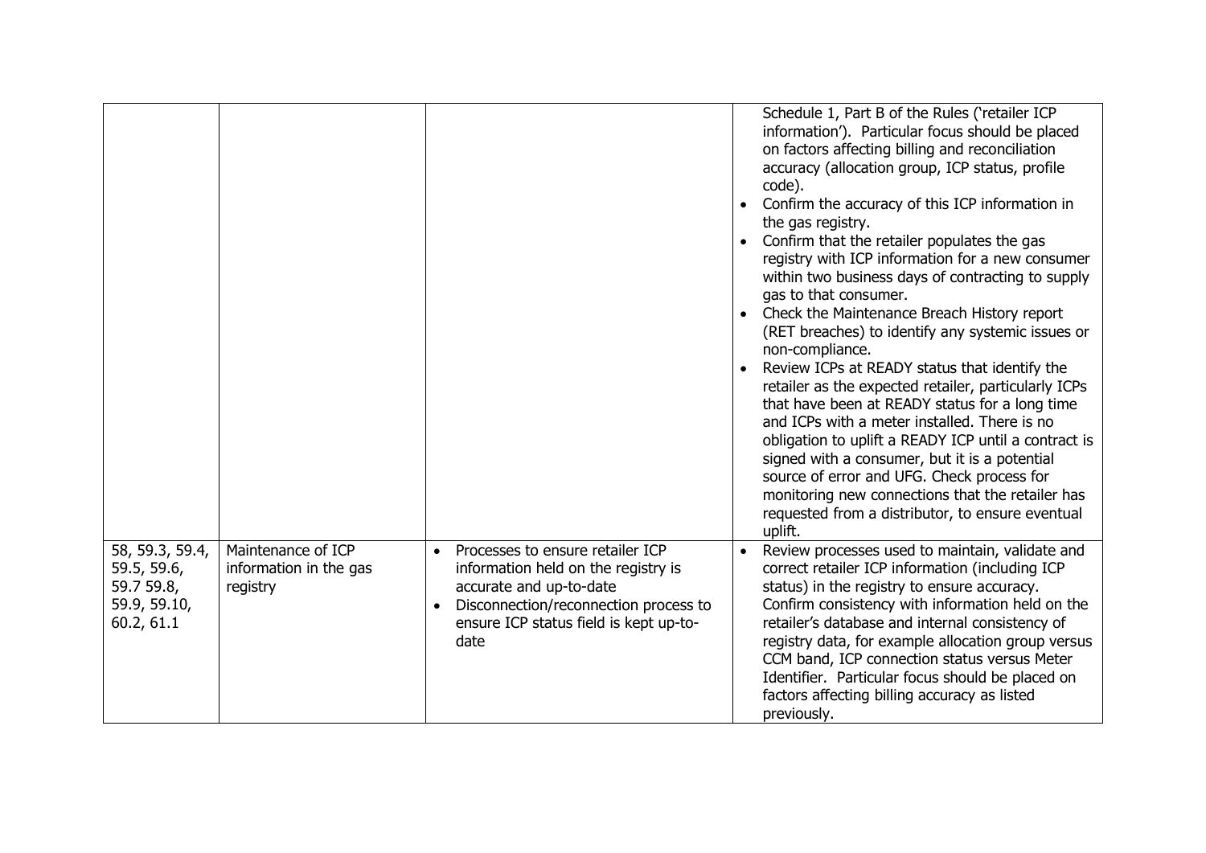| | | | |
|---|---|---|---|
| | | | Schedule 1, Part B of the Rules ('retailer ICP information'). Particular focus should be placed on factors affecting billing and reconciliation accuracy (allocation group, ICP status, profile code).<br>• Confirm the accuracy of this ICP information in the gas registry.<br>• Confirm that the retailer populates the gas registry with ICP information for a new consumer within two business days of contracting to supply gas to that consumer.<br>• Check the Maintenance Breach History report (RET breaches) to identify any systemic issues or non-compliance.<br>• Review ICPs at READY status that identify the retailer as the expected retailer, particularly ICPs that have been at READY status for a long time and ICPs with a meter installed. There is no obligation to uplift a READY ICP until a contract is signed with a consumer, but it is a potential source of error and UFG. Check process for monitoring new connections that the retailer has requested from a distributor, to ensure eventual uplift. |
| 58, 59.3, 59.4, 59.5, 59.6, 59.7 59.8, 59.9, 59.10, 60.2, 61.1 | Maintenance of ICP information in the gas registry | • Processes to ensure retailer ICP information held on the registry is accurate and up-to-date<br>• Disconnection/reconnection process to ensure ICP status field is kept up-to-date | • Review processes used to maintain, validate and correct retailer ICP information (including ICP status) in the registry to ensure accuracy. Confirm consistency with information held on the retailer's database and internal consistency of registry data, for example allocation group versus CCM band, ICP connection status versus Meter Identifier. Particular focus should be placed on factors affecting billing accuracy as listed previously. |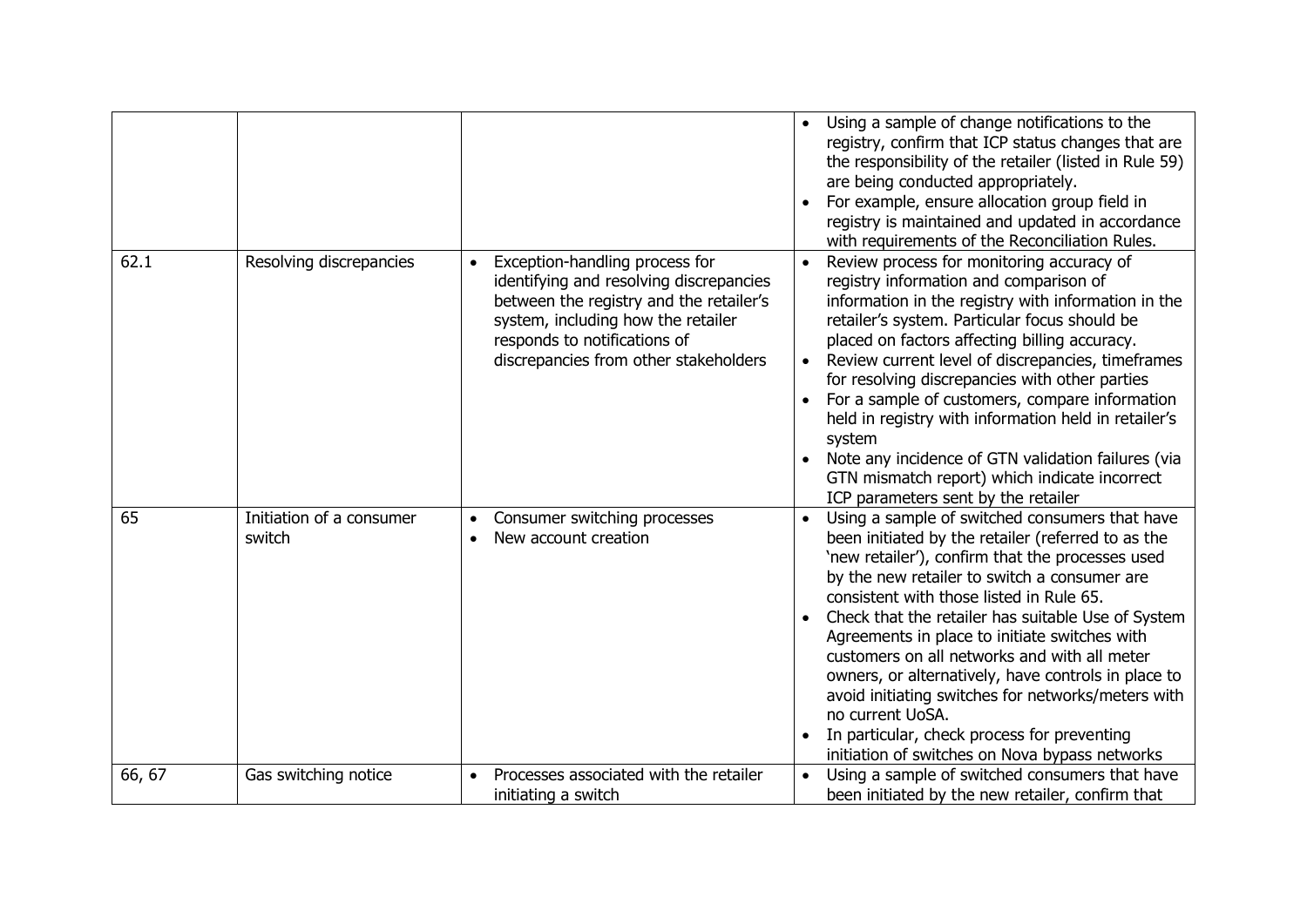| | | | |
|---|---|---|---|
| | | | • Using a sample of change notifications to the registry, confirm that ICP status changes that are the responsibility of the retailer (listed in Rule 59) are being conducted appropriately.<br>• For example, ensure allocation group field in registry is maintained and updated in accordance with requirements of the Reconciliation Rules. |
| 62.1 | Resolving discrepancies | • Exception-handling process for identifying and resolving discrepancies between the registry and the retailer's system, including how the retailer responds to notifications of discrepancies from other stakeholders | • Review process for monitoring accuracy of registry information and comparison of information in the registry with information in the retailer's system. Particular focus should be placed on factors affecting billing accuracy.<br>• Review current level of discrepancies, timeframes for resolving discrepancies with other parties<br>• For a sample of customers, compare information held in registry with information held in retailer's system<br>• Note any incidence of GTN validation failures (via GTN mismatch report) which indicate incorrect ICP parameters sent by the retailer |
| 65 | Initiation of a consumer switch | • Consumer switching processes<br>• New account creation | • Using a sample of switched consumers that have been initiated by the retailer (referred to as the 'new retailer'), confirm that the processes used by the new retailer to switch a consumer are consistent with those listed in Rule 65.<br>• Check that the retailer has suitable Use of System Agreements in place to initiate switches with customers on all networks and with all meter owners, or alternatively, have controls in place to avoid initiating switches for networks/meters with no current UoSA.<br>• In particular, check process for preventing initiation of switches on Nova bypass networks |
| 66, 67 | Gas switching notice | • Processes associated with the retailer initiating a switch | • Using a sample of switched consumers that have been initiated by the new retailer, confirm that |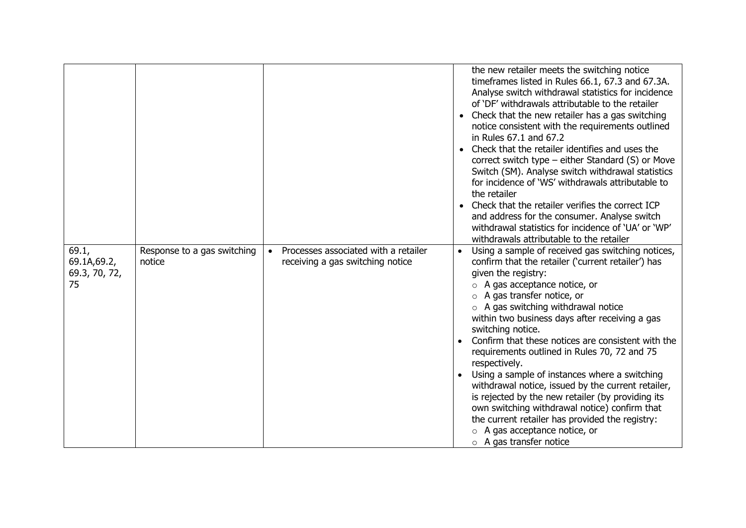| | | | |
|---|---|---|---|
| | | | the new retailer meets the switching notice timeframes listed in Rules 66.1, 67.3 and 67.3A. Analyse switch withdrawal statistics for incidence of 'DF' withdrawals attributable to the retailer<br>• Check that the new retailer has a gas switching notice consistent with the requirements outlined in Rules 67.1 and 67.2<br>• Check that the retailer identifies and uses the correct switch type – either Standard (S) or Move Switch (SM). Analyse switch withdrawal statistics for incidence of 'WS' withdrawals attributable to the retailer<br>• Check that the retailer verifies the correct ICP and address for the consumer. Analyse switch withdrawal statistics for incidence of 'UA' or 'WP' withdrawals attributable to the retailer |
| 69.1, 69.1A,69.2, 69.3, 70, 72, 75 | Response to a gas switching notice | • Processes associated with a retailer receiving a gas switching notice | • Using a sample of received gas switching notices, confirm that the retailer ('current retailer') has given the registry:<br>○ A gas acceptance notice, or<br>○ A gas transfer notice, or<br>○ A gas switching withdrawal notice<br>within two business days after receiving a gas switching notice.<br>• Confirm that these notices are consistent with the requirements outlined in Rules 70, 72 and 75 respectively.<br>• Using a sample of instances where a switching withdrawal notice, issued by the current retailer, is rejected by the new retailer (by providing its own switching withdrawal notice) confirm that the current retailer has provided the registry:<br>○ A gas acceptance notice, or<br>○ A gas transfer notice |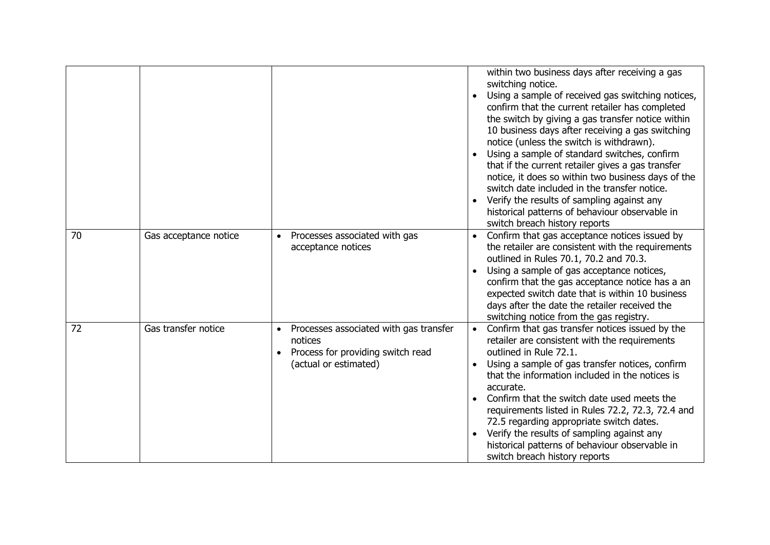| | | | |
|---|---|---|---|
| | | | within two business days after receiving a gas switching notice.<br>• Using a sample of received gas switching notices, confirm that the current retailer has completed the switch by giving a gas transfer notice within 10 business days after receiving a gas switching notice (unless the switch is withdrawn).<br>• Using a sample of standard switches, confirm that if the current retailer gives a gas transfer notice, it does so within two business days of the switch date included in the transfer notice.<br>• Verify the results of sampling against any historical patterns of behaviour observable in switch breach history reports |
| 70 | Gas acceptance notice | • Processes associated with gas acceptance notices | • Confirm that gas acceptance notices issued by the retailer are consistent with the requirements outlined in Rules 70.1, 70.2 and 70.3.<br>• Using a sample of gas acceptance notices, confirm that the gas acceptance notice has a an expected switch date that is within 10 business days after the date the retailer received the switching notice from the gas registry. |
| 72 | Gas transfer notice | • Processes associated with gas transfer notices<br>• Process for providing switch read (actual or estimated) | • Confirm that gas transfer notices issued by the retailer are consistent with the requirements outlined in Rule 72.1.<br>• Using a sample of gas transfer notices, confirm that the information included in the notices is accurate.<br>• Confirm that the switch date used meets the requirements listed in Rules 72.2, 72.3, 72.4 and 72.5 regarding appropriate switch dates.<br>• Verify the results of sampling against any historical patterns of behaviour observable in switch breach history reports |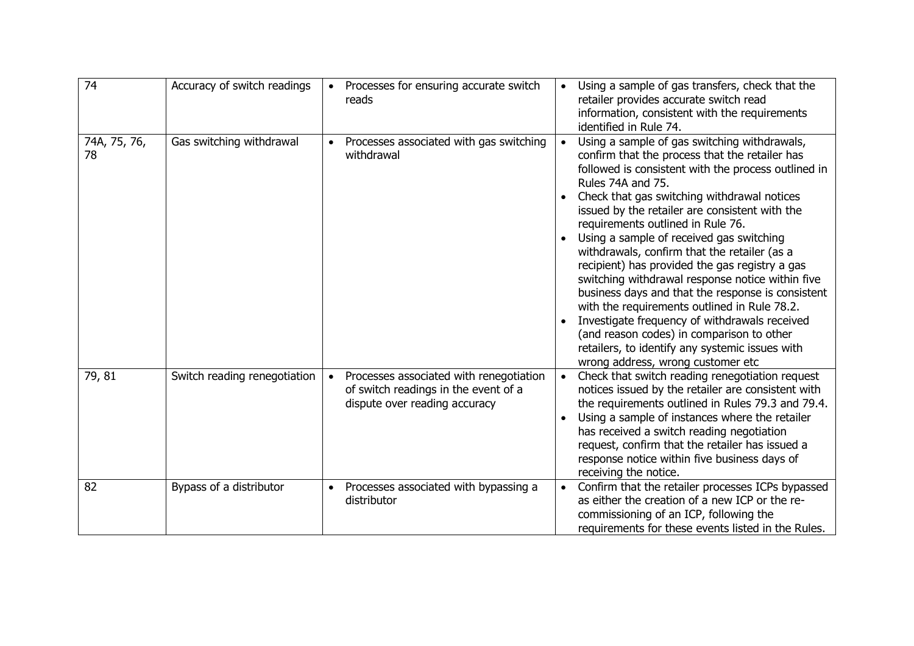| 74 | Accuracy of switch readings | • Processes for ensuring accurate switch reads | • Using a sample of gas transfers, check that the retailer provides accurate switch read information, consistent with the requirements identified in Rule 74. |
|---|---|---|---|
| 74A, 75, 76, 78 | Gas switching withdrawal | • Processes associated with gas switching withdrawal | • Using a sample of gas switching withdrawals, confirm that the process that the retailer has followed is consistent with the process outlined in Rules 74A and 75.<br>• Check that gas switching withdrawal notices issued by the retailer are consistent with the requirements outlined in Rule 76.<br>• Using a sample of received gas switching withdrawals, confirm that the retailer (as a recipient) has provided the gas registry a gas switching withdrawal response notice within five business days and that the response is consistent with the requirements outlined in Rule 78.2.<br>• Investigate frequency of withdrawals received (and reason codes) in comparison to other retailers, to identify any systemic issues with wrong address, wrong customer etc |
| 79, 81 | Switch reading renegotiation | • Processes associated with renegotiation of switch readings in the event of a dispute over reading accuracy | • Check that switch reading renegotiation request notices issued by the retailer are consistent with the requirements outlined in Rules 79.3 and 79.4.<br>• Using a sample of instances where the retailer has received a switch reading negotiation request, confirm that the retailer has issued a response notice within five business days of receiving the notice. |
| 82 | Bypass of a distributor | • Processes associated with bypassing a distributor | • Confirm that the retailer processes ICPs bypassed as either the creation of a new ICP or the re-commissioning of an ICP, following the requirements for these events listed in the Rules. |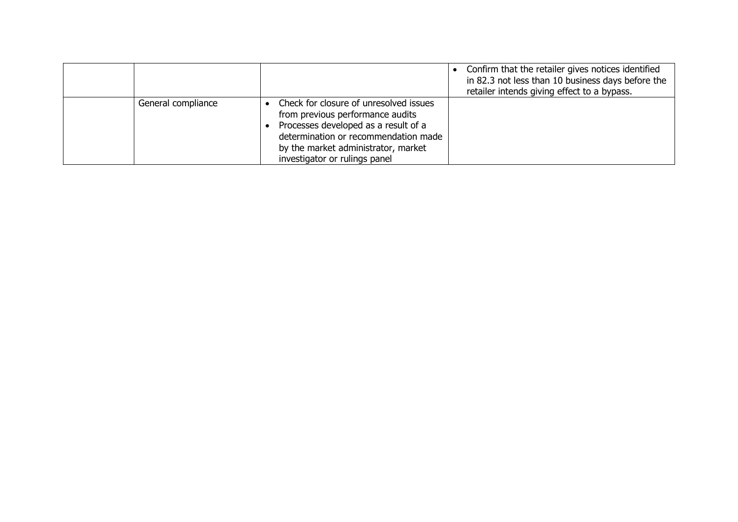| | | | |
|---|---|---|---|
| | | | • Confirm that the retailer gives notices identified in 82.3 not less than 10 business days before the retailer intends giving effect to a bypass. |
| | General compliance | • Check for closure of unresolved issues from previous performance audits<br>• Processes developed as a result of a determination or recommendation made by the market administrator, market investigator or rulings panel | |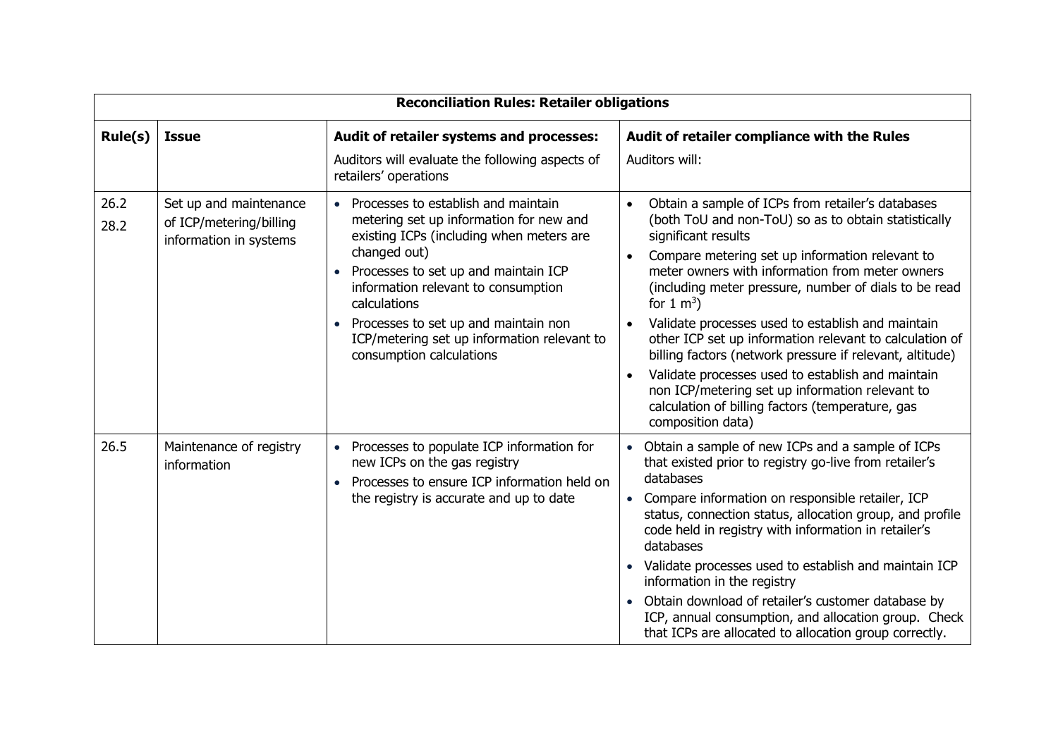| Reconciliation Rules: Retailer obligations | | | |
|---|---|---|---|
| **Rule(s)** | **Issue** | **Audit of retailer systems and processes:**<br><br>Auditors will evaluate the following aspects of retailers' operations | **Audit of retailer compliance with the Rules**<br><br>Auditors will: |
| 26.2<br>28.2 | Set up and maintenance of ICP/metering/billing information in systems | • Processes to establish and maintain metering set up information for new and existing ICPs (including when meters are changed out)<br>• Processes to set up and maintain ICP information relevant to consumption calculations<br>• Processes to set up and maintain non ICP/metering set up information relevant to consumption calculations | • Obtain a sample of ICPs from retailer's databases (both ToU and non-ToU) so as to obtain statistically significant results<br>• Compare metering set up information relevant to meter owners with information from meter owners (including meter pressure, number of dials to be read for 1 $m^3$)<br>• Validate processes used to establish and maintain other ICP set up information relevant to calculation of billing factors (network pressure if relevant, altitude)<br>• Validate processes used to establish and maintain non ICP/metering set up information relevant to calculation of billing factors (temperature, gas composition data) |
| 26.5 | Maintenance of registry information | • Processes to populate ICP information for new ICPs on the gas registry<br>• Processes to ensure ICP information held on the registry is accurate and up to date | • Obtain a sample of new ICPs and a sample of ICPs that existed prior to registry go-live from retailer's databases<br>• Compare information on responsible retailer, ICP status, connection status, allocation group, and profile code held in registry with information in retailer's databases<br>• Validate processes used to establish and maintain ICP information in the registry<br>• Obtain download of retailer's customer database by ICP, annual consumption, and allocation group. Check that ICPs are allocated to allocation group correctly. |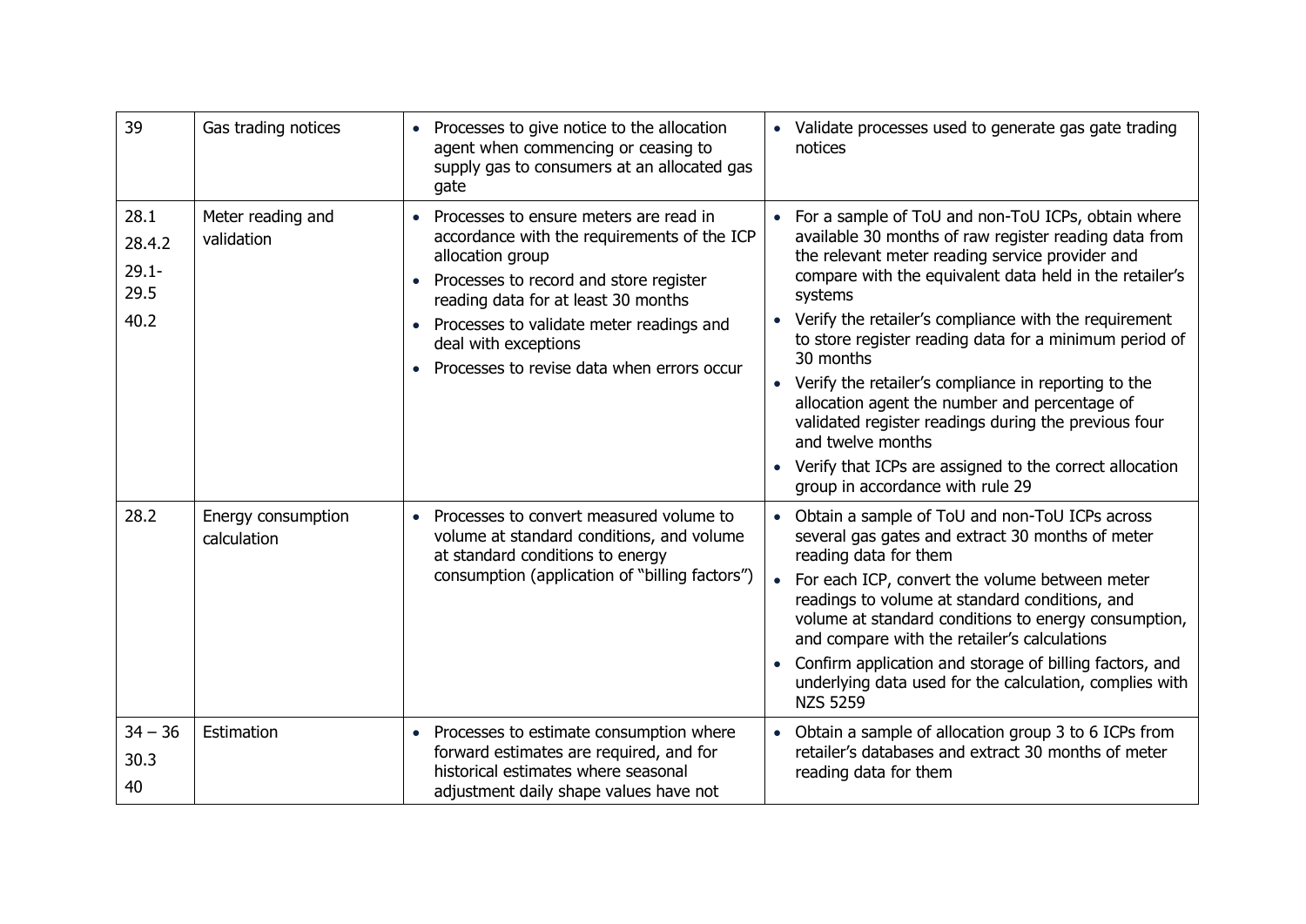| | | | |
|---|---|---|---|
| 39 | Gas trading notices | • Processes to give notice to the allocation agent when commencing or ceasing to supply gas to consumers at an allocated gas gate | • Validate processes used to generate gas gate trading notices |
| 28.1<br>28.4.2<br>29.1-29.5<br>40.2 | Meter reading and validation | • Processes to ensure meters are read in accordance with the requirements of the ICP allocation group<br>• Processes to record and store register reading data for at least 30 months<br>• Processes to validate meter readings and deal with exceptions<br>• Processes to revise data when errors occur | • For a sample of ToU and non-ToU ICPs, obtain where available 30 months of raw register reading data from the relevant meter reading service provider and compare with the equivalent data held in the retailer's systems<br>• Verify the retailer's compliance with the requirement to store register reading data for a minimum period of 30 months<br>• Verify the retailer's compliance in reporting to the allocation agent the number and percentage of validated register readings during the previous four and twelve months<br>• Verify that ICPs are assigned to the correct allocation group in accordance with rule 29 |
| 28.2 | Energy consumption calculation | • Processes to convert measured volume to volume at standard conditions, and volume at standard conditions to energy consumption (application of "billing factors") | • Obtain a sample of ToU and non-ToU ICPs across several gas gates and extract 30 months of meter reading data for them<br>• For each ICP, convert the volume between meter readings to volume at standard conditions, and volume at standard conditions to energy consumption, and compare with the retailer's calculations<br>• Confirm application and storage of billing factors, and underlying data used for the calculation, complies with NZS 5259 |
| 34 – 36<br>30.3<br>40 | Estimation | • Processes to estimate consumption where forward estimates are required, and for historical estimates where seasonal adjustment daily shape values have not | • Obtain a sample of allocation group 3 to 6 ICPs from retailer's databases and extract 30 months of meter reading data for them |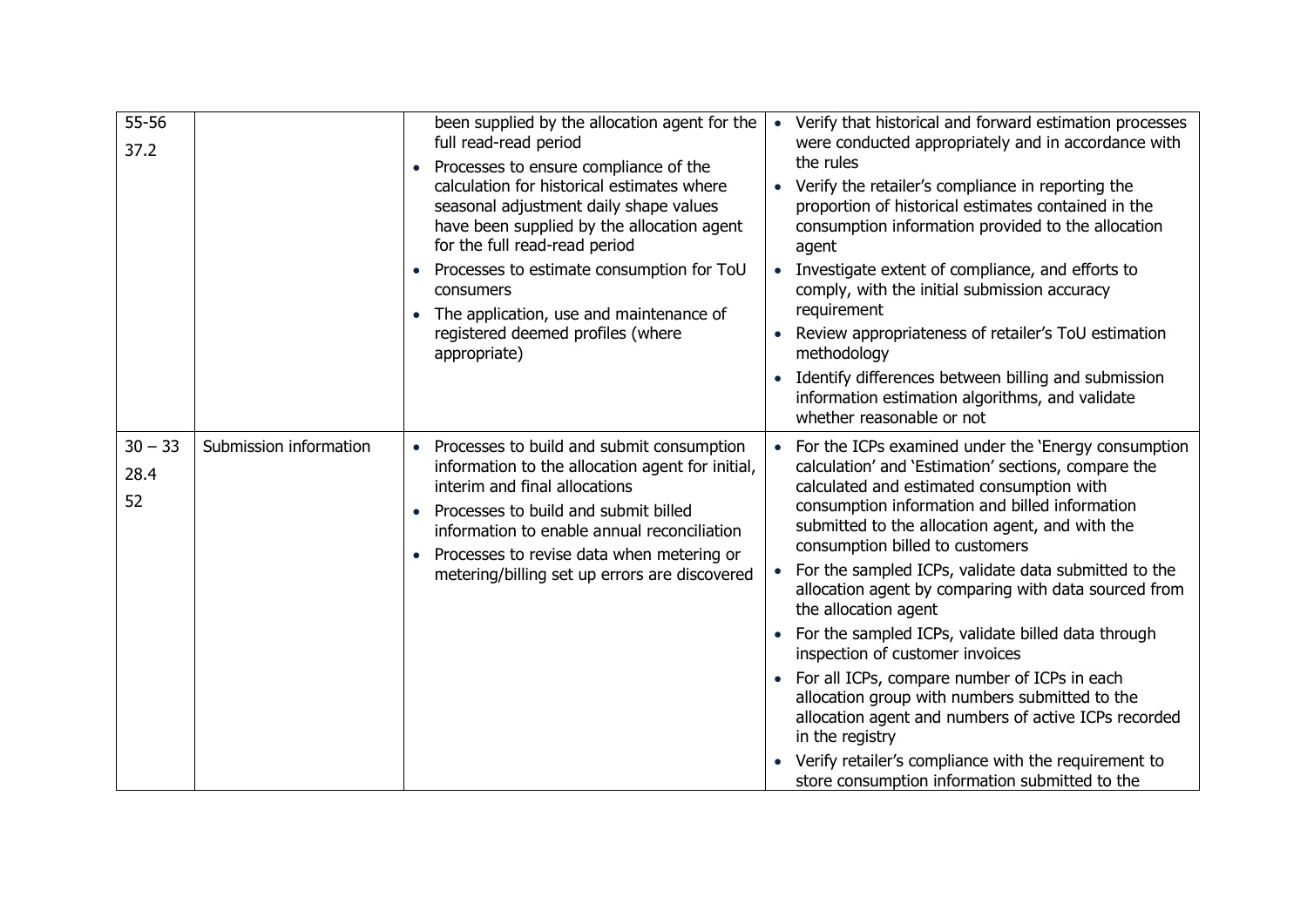| | | | |
|---|---|---|---|
| 55-56<br>37.2 | | been supplied by the allocation agent for the full read-read period<br>• Processes to ensure compliance of the calculation for historical estimates where seasonal adjustment daily shape values have been supplied by the allocation agent for the full read-read period<br>• Processes to estimate consumption for ToU consumers<br>• The application, use and maintenance of registered deemed profiles (where appropriate) | • Verify that historical and forward estimation processes were conducted appropriately and in accordance with the rules<br>• Verify the retailer's compliance in reporting the proportion of historical estimates contained in the consumption information provided to the allocation agent<br>• Investigate extent of compliance, and efforts to comply, with the initial submission accuracy requirement<br>• Review appropriateness of retailer's ToU estimation methodology<br>• Identify differences between billing and submission information estimation algorithms, and validate whether reasonable or not |
| 30 – 33<br>28.4<br>52 | Submission information | • Processes to build and submit consumption information to the allocation agent for initial, interim and final allocations<br>• Processes to build and submit billed information to enable annual reconciliation<br>• Processes to revise data when metering or metering/billing set up errors are discovered | • For the ICPs examined under the 'Energy consumption calculation' and 'Estimation' sections, compare the calculated and estimated consumption with consumption information and billed information submitted to the allocation agent, and with the consumption billed to customers<br>• For the sampled ICPs, validate data submitted to the allocation agent by comparing with data sourced from the allocation agent<br>• For the sampled ICPs, validate billed data through inspection of customer invoices<br>• For all ICPs, compare number of ICPs in each allocation group with numbers submitted to the allocation agent and numbers of active ICPs recorded in the registry<br>• Verify retailer's compliance with the requirement to store consumption information submitted to the |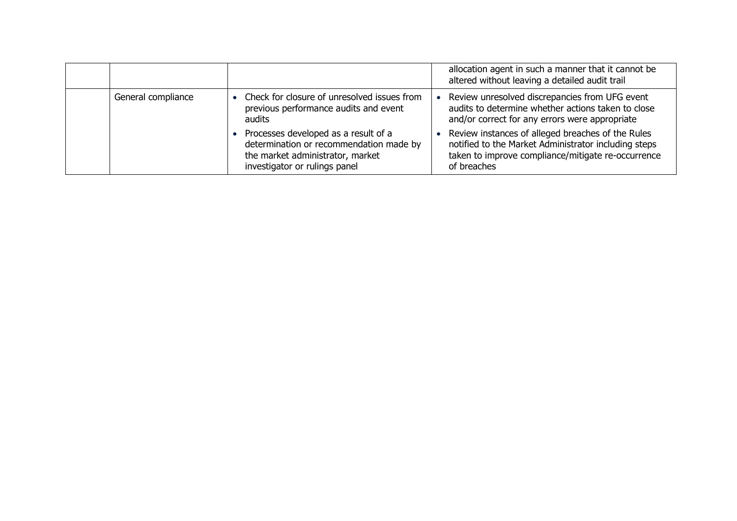| | | | |
|---|---|---|---|
| | | | allocation agent in such a manner that it cannot be altered without leaving a detailed audit trail |
| | General compliance | • Check for closure of unresolved issues from previous performance audits and event audits<br>• Processes developed as a result of a determination or recommendation made by the market administrator, market investigator or rulings panel | • Review unresolved discrepancies from UFG event audits to determine whether actions taken to close and/or correct for any errors were appropriate<br>• Review instances of alleged breaches of the Rules notified to the Market Administrator including steps taken to improve compliance/mitigate re-occurrence of breaches |